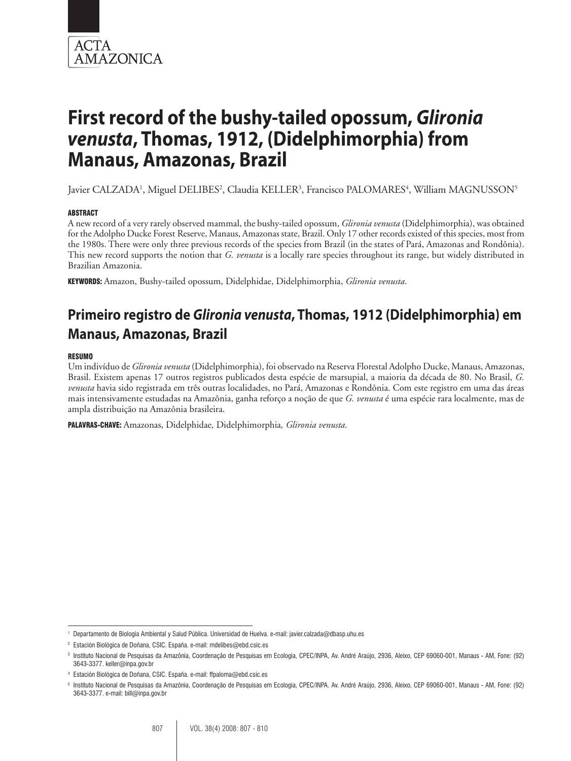ACTA AMAZONICA

# First record of the bushy-tailed opossum, *Glironia venusta*, Thomas, 1912, (Didelphimorphia) from Manaus, Amazonas, Brazil

Javier CALZADA[1], Miguel DELIBES[2], Claudia KELLER[3], Francisco PALOMARES[4], William MAGNUSSON[5]

#### ABSTRACT

A new record of a very rarely observed mammal, the bushy-tailed opossum, *Glironia venusta* (Didelphimorphia), was obtained for the Adolpho Ducke Forest Reserve, Manaus, Amazonas state, Brazil. Only 17 other records existed of this species, most from the 1980s. There were only three previous records of the species from Brazil (in the states of Pará, Amazonas and Rondônia). This new record supports the notion that *G. venusta* is a locally rare species throughout its range, but widely distributed in Brazilian Amazonia.

**KEYWORDS:** Amazon, Bushy-tailed opossum, Didelphidae, Didelphimorphia, *Glironia venusta*.

## Primeiro registro de *Glironia venusta*, Thomas, 1912 (Didelphimorphia) em Manaus, Amazonas, Brazil

#### RESUMO

Um indivíduo de *Glironia venusta* (Didelphimorphia), foi observado na Reserva Florestal Adolpho Ducke, Manaus, Amazonas, Brasil. Existem apenas 17 outros registros publicados desta espécie de marsupial, a maioria da década de 80. No Brasil, *G. venusta* havia sido registrada em três outras localidades, no Pará, Amazonas e Rondônia. Com este registro em uma das áreas mais intensivamente estudadas na Amazônia, ganha reforço a noção de que *G. venusta* é uma espécie rara localmente, mas de ampla distribuição na Amazônia brasileira.

**PALAVRAS-CHAVE:** Amazonas, Didelphidae, Didelphimorphia, *Glironia venusta.*

---

[1] Departamento de Biología Ambiental y Salud Pública. Universidad de Huelva. e-mail: javier.calzada@dbasp.uhu.es

[2] Estación Biológica de Doñana, CSIC. España. e-mail: mdelibes@ebd.csic.es

[3] Instituto Nacional de Pesquisas da Amazônia, Coordenação de Pesquisas em Ecologia, CPEC/INPA, Av. André Araújo, 2936, Aleixo, CEP 69060-001, Manaus - AM, Fone: (92) 3643-3377. keller@inpa.gov.br

[4] Estación Biológica de Doñana, CSIC. España. e-mail: ffpaloma@ebd.csic.es

[5] Instituto Nacional de Pesquisas da Amazônia, Coordenação de Pesquisas em Ecologia, CPEC/INPA. Av. André Araújo, 2936, Aleixo, CEP 69060-001, Manaus - AM, Fone: (92) 3643-3377. e-mail: bill@inpa.gov.br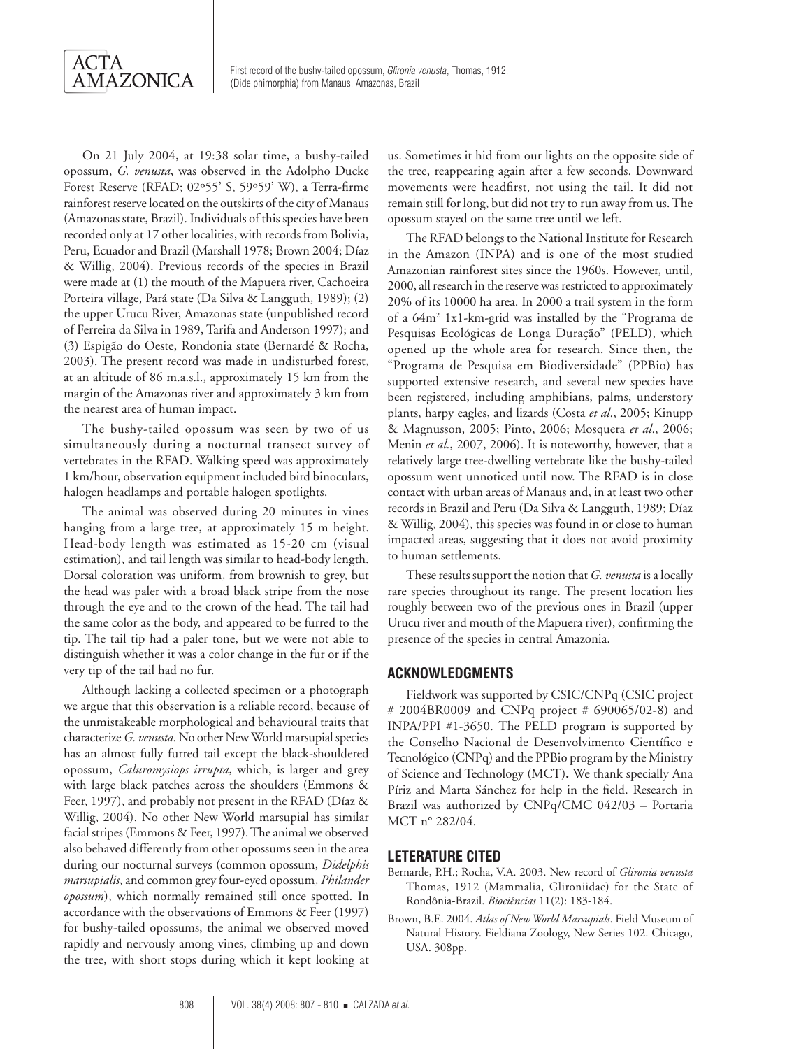On 21 July 2004, at 19:38 solar time, a bushy-tailed opossum, *G. venusta*, was observed in the Adolpho Ducke Forest Reserve (RFAD; 02º55' S, 59º59' W), a Terra-firme rainforest reserve located on the outskirts of the city of Manaus (Amazonas state, Brazil). Individuals of this species have been recorded only at 17 other localities, with records from Bolivia, Peru, Ecuador and Brazil (Marshall 1978; Brown 2004; Díaz & Willig, 2004). Previous records of the species in Brazil were made at (1) the mouth of the Mapuera river, Cachoeira Porteira village, Pará state (Da Silva & Langguth, 1989); (2) the upper Urucu River, Amazonas state (unpublished record of Ferreira da Silva in 1989, Tarifa and Anderson 1997); and (3) Espigão do Oeste, Rondonia state (Bernardé & Rocha, 2003). The present record was made in undisturbed forest, at an altitude of 86 m.a.s.l., approximately 15 km from the margin of the Amazonas river and approximately 3 km from the nearest area of human impact.

The bushy-tailed opossum was seen by two of us simultaneously during a nocturnal transect survey of vertebrates in the RFAD. Walking speed was approximately 1 km/hour, observation equipment included bird binoculars, halogen headlamps and portable halogen spotlights.

The animal was observed during 20 minutes in vines hanging from a large tree, at approximately 15 m height. Head-body length was estimated as 15-20 cm (visual estimation), and tail length was similar to head-body length. Dorsal coloration was uniform, from brownish to grey, but the head was paler with a broad black stripe from the nose through the eye and to the crown of the head. The tail had the same color as the body, and appeared to be furred to the tip. The tail tip had a paler tone, but we were not able to distinguish whether it was a color change in the fur or if the very tip of the tail had no fur.

Although lacking a collected specimen or a photograph we argue that this observation is a reliable record, because of the unmistakeable morphological and behavioural traits that characterize *G. venusta.* No other New World marsupial species has an almost fully furred tail except the black-shouldered opossum, *Caluromysiops irrupta*, which, is larger and grey with large black patches across the shoulders (Emmons & Feer, 1997), and probably not present in the RFAD (Díaz & Willig, 2004). No other New World marsupial has similar facial stripes (Emmons & Feer, 1997). The animal we observed also behaved differently from other opossums seen in the area during our nocturnal surveys (common opossum, *Didelphis marsupialis*, and common grey four-eyed opossum, *Philander opossum*), which normally remained still once spotted. In accordance with the observations of Emmons & Feer (1997) for bushy-tailed opossums, the animal we observed moved rapidly and nervously among vines, climbing up and down the tree, with short stops during which it kept looking at us. Sometimes it hid from our lights on the opposite side of the tree, reappearing again after a few seconds. Downward movements were headfirst, not using the tail. It did not remain still for long, but did not try to run away from us. The opossum stayed on the same tree until we left.

The RFAD belongs to the National Institute for Research in the Amazon (INPA) and is one of the most studied Amazonian rainforest sites since the 1960s. However, until, 2000, all research in the reserve was restricted to approximately 20% of its 10000 ha area. In 2000 a trail system in the form of a 64m² 1x1-km-grid was installed by the "Programa de Pesquisas Ecológicas de Longa Duração" (PELD), which opened up the whole area for research. Since then, the "Programa de Pesquisa em Biodiversidade" (PPBio) has supported extensive research, and several new species have been registered, including amphibians, palms, understory plants, harpy eagles, and lizards (Costa *et al*., 2005; Kinupp & Magnusson, 2005; Pinto, 2006; Mosquera *et al*., 2006; Menin *et al*., 2007, 2006). It is noteworthy, however, that a relatively large tree-dwelling vertebrate like the bushy-tailed opossum went unnoticed until now. The RFAD is in close contact with urban areas of Manaus and, in at least two other records in Brazil and Peru (Da Silva & Langguth, 1989; Díaz & Willig, 2004), this species was found in or close to human impacted areas, suggesting that it does not avoid proximity to human settlements.

These results support the notion that *G. venusta* is a locally rare species throughout its range. The present location lies roughly between two of the previous ones in Brazil (upper Urucu river and mouth of the Mapuera river), confirming the presence of the species in central Amazonia.

## ACKNOWLEDGMENTS

Fieldwork was supported by CSIC/CNPq (CSIC project # 2004BR0009 and CNPq project # 690065/02-8) and INPA/PPI #1-3650. The PELD program is supported by the Conselho Nacional de Desenvolvimento Científico e Tecnológico (CNPq) and the PPBio program by the Ministry of Science and Technology (MCT)**.** We thank specially Ana Píriz and Marta Sánchez for help in the field. Research in Brazil was authorized by CNPq/CMC 042/03 – Portaria MCT nº 282/04.

## LETERATURE CITED

Bernarde, P.H.; Rocha, V.A. 2003. New record of *Glironia venusta* Thomas, 1912 (Mammalia, Glironiidae) for the State of Rondônia-Brazil. *Biociências* 11(2): 183-184.

Brown, B.E. 2004. *Atlas of New World Marsupials*. Field Museum of Natural History. Fieldiana Zoology, New Series 102. Chicago, USA. 308pp.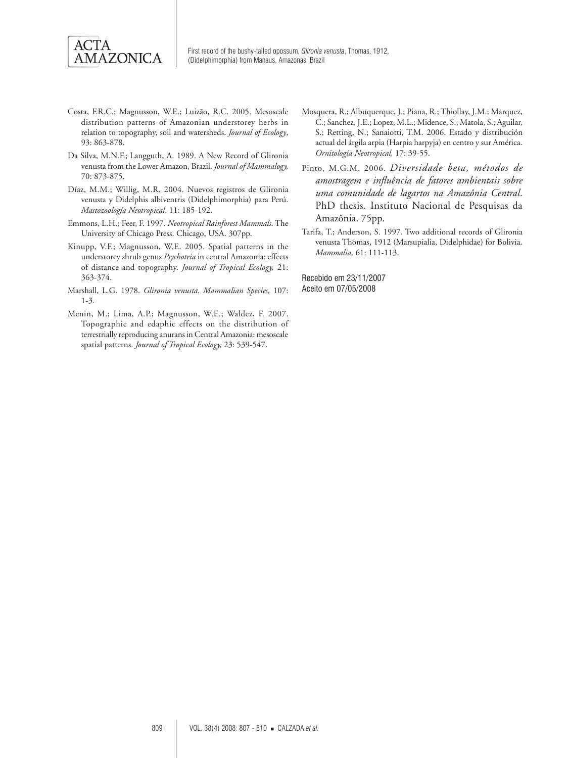Costa, F.R.C.; Magnusson, W.E.; Luizão, R.C. 2005. Mesoscale distribution patterns of Amazonian understorey herbs in relation to topography, soil and watersheds. *Journal of Ecology*, 93: 863-878.

Da Silva, M.N.F.; Langguth, A. 1989. A New Record of Glironia venusta from the Lower Amazon, Brazil. *Journal of Mammalogy,* 70: 873-875.

Díaz, M.M.; Willig, M.R. 2004. Nuevos registros de Glironia venusta y Didelphis albiventris (Didelphimorphia) para Perú. *Mastozoología Neotropical,* 11: 185-192.

Emmons, L.H.; Feer, F. 1997. *Neotropical Rainforest Mammals.* The University of Chicago Press. Chicago, USA. 307pp.

Kinupp, V.F.; Magnusson, W.E. 2005. Spatial patterns in the understorey shrub genus *Psychotria* in central Amazonia: effects of distance and topography. *Journal of Tropical Ecology,* 21: 363-374.

Marshall, L.G. 1978. *Glironia venusta. Mammalian Species,* 107: 1-3.

Menin, M.; Lima, A.P.; Magnusson, W.E.; Waldez, F. 2007. Topographic and edaphic effects on the distribution of terrestrially reproducing anurans in Central Amazonia: mesoscale spatial patterns. *Journal of Tropical Ecology,* 23: 539-547.

Mosquera, R.; Albuquerque, J.; Piana, R.; Thiollay, J.M.; Marquez, C.; Sanchez, J.E.; Lopez, M.L.; Midence, S.; Matola, S.; Aguilar, S.; Retting, N.; Sanaiotti, T.M. 2006. Estado y distribución actual del árgila arpia (Harpia harpyja) en centro y sur América. *Ornitología Neotropical,* 17: 39-55.

Pinto, M.G.M. 2006. *Diversidade beta, métodos de amostragem e influência de fatores ambientais sobre uma comunidade de lagartos na Amazônia Central.* PhD thesis. Instituto Nacional de Pesquisas da Amazônia. 75pp.

Tarifa, T.; Anderson, S. 1997. Two additional records of Glironia venusta Thomas, 1912 (Marsupialia, Didelphidae) for Bolivia. *Mammalia,* 61: 111-113.

Recebido em 23/11/2007
Aceito em 07/05/2008